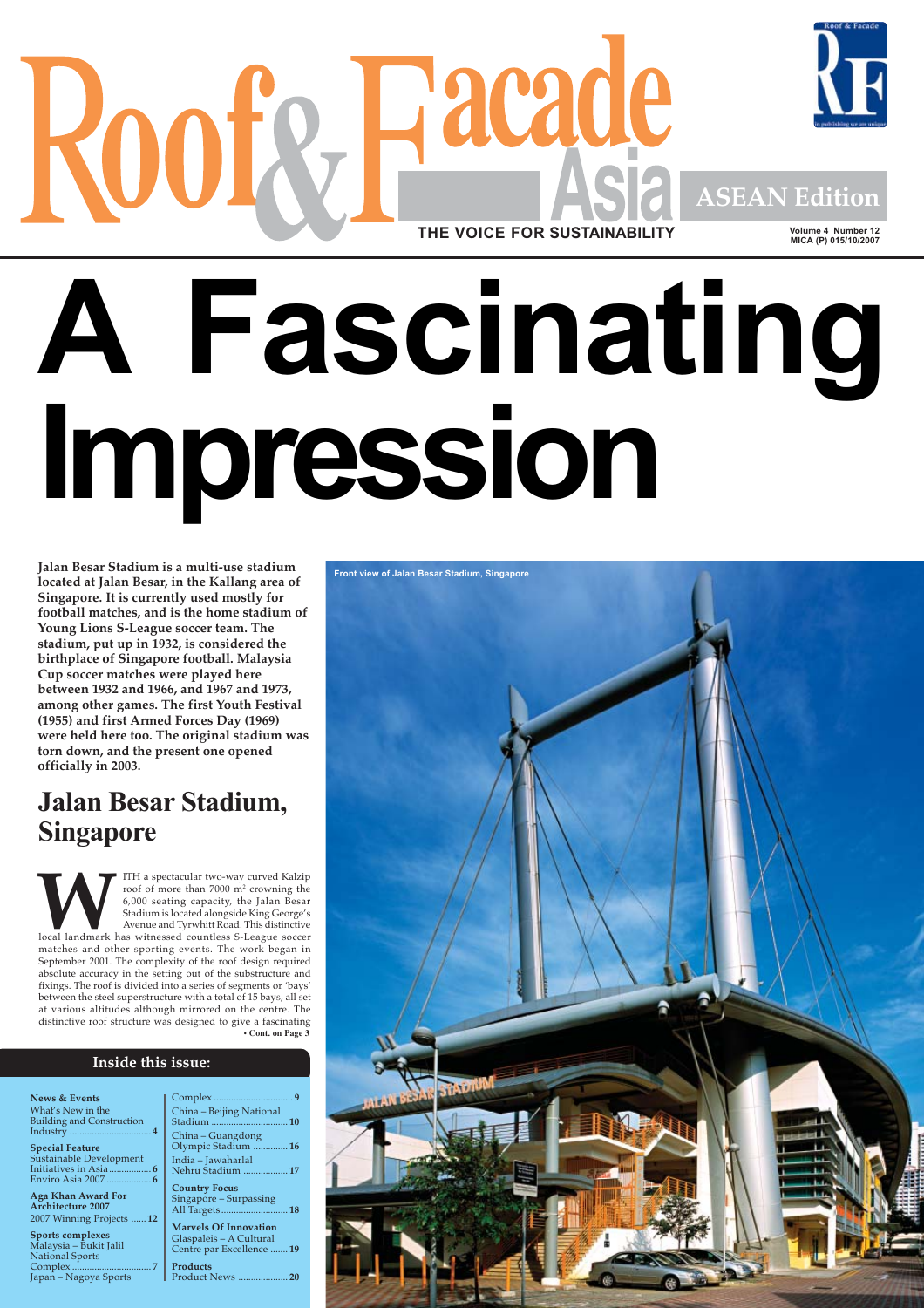# Roof & Facade Asia

THE VOICE FOR SUSTAINABILITY

ASEAN Edition

Volume 4 Number 12
MICA (P) 015/10/2007

# A Fascinating Impression

**Jalan Besar Stadium is a multi-use stadium located at Jalan Besar, in the Kallang area of Singapore. It is currently used mostly for football matches, and is the home stadium of Young Lions S-League soccer team. The stadium, put up in 1932, is considered the birthplace of Singapore football. Malaysia Cup soccer matches were played here between 1932 and 1966, and 1967 and 1973, among other games. The first Youth Festival (1955) and first Armed Forces Day (1969) were held here too. The original stadium was torn down, and the present one opened officially in 2003.**

## Jalan Besar Stadium, Singapore

WITH a spectacular two-way curved Kalzip roof of more than 7000 m² crowning the 6,000 seating capacity, the Jalan Besar Stadium is located alongside King George's Avenue and Tyrwhitt Road. This distinctive local landmark has witnessed countless S-League soccer matches and other sporting events. The work began in September 2001. The complexity of the roof design required absolute accuracy in the setting out of the substructure and fixings. The roof is divided into a series of segments or 'bays' between the steel superstructure with a total of 15 bays, all set at various altitudes although mirrored on the centre. The distinctive roof structure was designed to give a fascinating

**• Cont. on Page 3**

Front view of Jalan Besar Stadium, Singapore

### Inside this issue:

**News & Events**
What's New in the Building and Construction Industry ..... 4

**Special Feature**
Sustainable Development Initiatives in Asia ..... 6
Enviro Asia 2007 ..... 6

**Aga Khan Award For Architecture 2007**
2007 Winning Projects ..... 12

**Sports complexes**
Malaysia – Bukit Jalil National Sports Complex ..... 7
Japan – Nagoya Sports Complex ..... 9
China – Beijing National Stadium ..... 10
China – Guangdong Olympic Stadium ..... 16
India – Jawaharlal Nehru Stadium ..... 17

**Country Focus**
Singapore – Surpassing All Targets ..... 18

**Marvels Of Innovation**
Glaspaleis – A Cultural Centre par Excellence ..... 19

**Products**
Product News ..... 20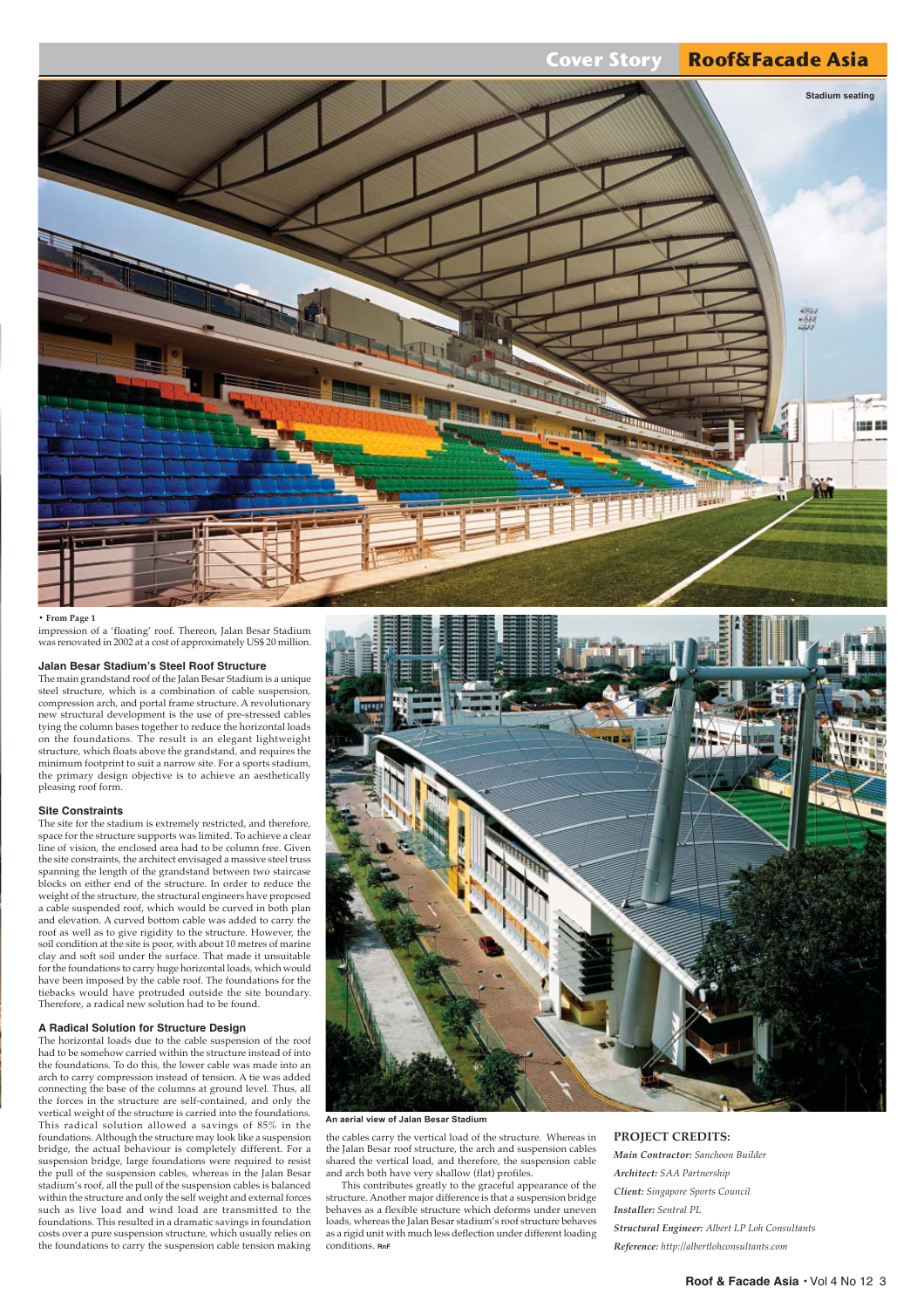Stadium seating

• From Page 1

impression of a 'floating' roof. Thereon, Jalan Besar Stadium was renovated in 2002 at a cost of approximately US$ 20 million.

### Jalan Besar Stadium's Steel Roof Structure

The main grandstand roof of the Jalan Besar Stadium is a unique steel structure, which is a combination of cable suspension, compression arch, and portal frame structure. A revolutionary new structural development is the use of pre-stressed cables tying the column bases together to reduce the horizontal loads on the foundations. The result is an elegant lightweight structure, which floats above the grandstand, and requires the minimum footprint to suit a narrow site. For a sports stadium, the primary design objective is to achieve an aesthetically pleasing roof form.

### Site Constraints

The site for the stadium is extremely restricted, and therefore, space for the structure supports was limited. To achieve a clear line of vision, the enclosed area had to be column free. Given the site constraints, the architect envisaged a massive steel truss spanning the length of the grandstand between two staircase blocks on either end of the structure. In order to reduce the weight of the structure, the structural engineers have proposed a cable suspended roof, which would be curved in both plan and elevation. A curved bottom cable was added to carry the roof as well as to give rigidity to the structure. However, the soil condition at the site is poor, with about 10 metres of marine clay and soft soil under the surface. That made it unsuitable for the foundations to carry huge horizontal loads, which would have been imposed by the cable roof. The foundations for the tiebacks would have protruded outside the site boundary. Therefore, a radical new solution had to be found.

### A Radical Solution for Structure Design

The horizontal loads due to the cable suspension of the roof had to be somehow carried within the structure instead of into the foundations. To do this, the lower cable was made into an arch to carry compression instead of tension. A tie was added connecting the base of the columns at ground level. Thus, all the forces in the structure are self-contained, and only the vertical weight of the structure is carried into the foundations. This radical solution allowed a savings of 85% in the foundations. Although the structure may look like a suspension bridge, the actual behaviour is completely different. For a suspension bridge, large foundations were required to resist the pull of the suspension cables, whereas in the Jalan Besar stadium's roof, all the pull of the suspension cables is balanced within the structure and only the self weight and external forces such as live load and wind load are transmitted to the foundations. This resulted in a dramatic savings in foundation costs over a pure suspension structure, which usually relies on the foundations to carry the suspension cable tension making the cables carry the vertical load of the structure. Whereas in the Jalan Besar roof structure, the arch and suspension cables shared the vertical load, and therefore, the suspension cable and arch both have very shallow (flat) profiles.

This contributes greatly to the graceful appearance of the structure. Another major difference is that a suspension bridge behaves as a flexible structure which deforms under uneven loads, whereas the Jalan Besar stadium's roof structure behaves as a rigid unit with much less deflection under different loading conditions. RnF

An aerial view of Jalan Besar Stadium

### PROJECT CREDITS:

*Main Contractor:* Sanchoon Builder

*Architect:* SAA Partnership

*Client:* Singapore Sports Council

*Installer:* Sentral PL

*Structural Engineer:* Albert LP Loh Consultants

*Reference:* http://albertlohconsultants.com